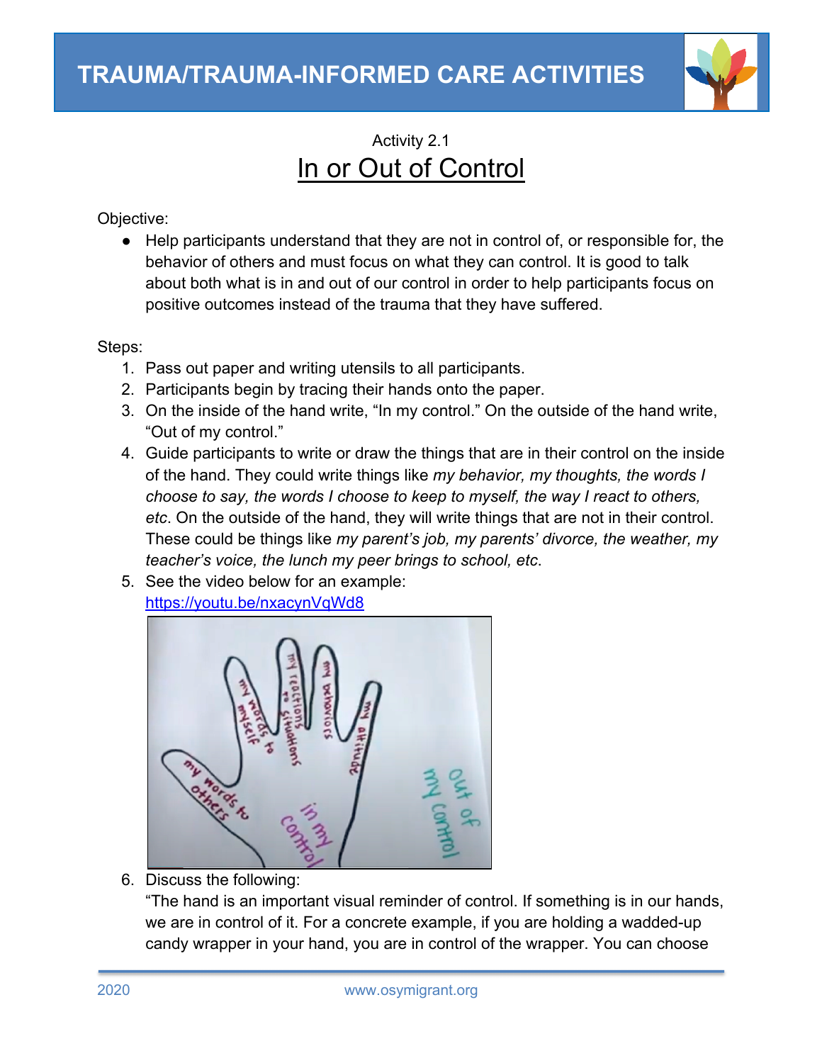# TRAUMA/TRAUMA-INFORMED CARE ACTIVITIES

Activity 2.1

## In or Out of Control

Objective:

- Help participants understand that they are not in control of, or responsible for, the behavior of others and must focus on what they can control. It is good to talk about both what is in and out of our control in order to help participants focus on positive outcomes instead of the trauma that they have suffered.

Steps:

1. Pass out paper and writing utensils to all participants.
2. Participants begin by tracing their hands onto the paper.
3. On the inside of the hand write, "In my control." On the outside of the hand write, "Out of my control."
4. Guide participants to write or draw the things that are in their control on the inside of the hand. They could write things like *my behavior, my thoughts, the words I choose to say, the words I choose to keep to myself, the way I react to others, etc*. On the outside of the hand, they will write things that are not in their control. These could be things like *my parent's job, my parents' divorce, the weather, my teacher's voice, the lunch my peer brings to school, etc*.
5. See the video below for an example: [https://youtu.be/nxacynVqWd8](https://youtu.be/nxacynVqWd8)
6. Discuss the following:
   "The hand is an important visual reminder of control. If something is in our hands, we are in control of it. For a concrete example, if you are holding a wadded-up candy wrapper in your hand, you are in control of the wrapper. You can choose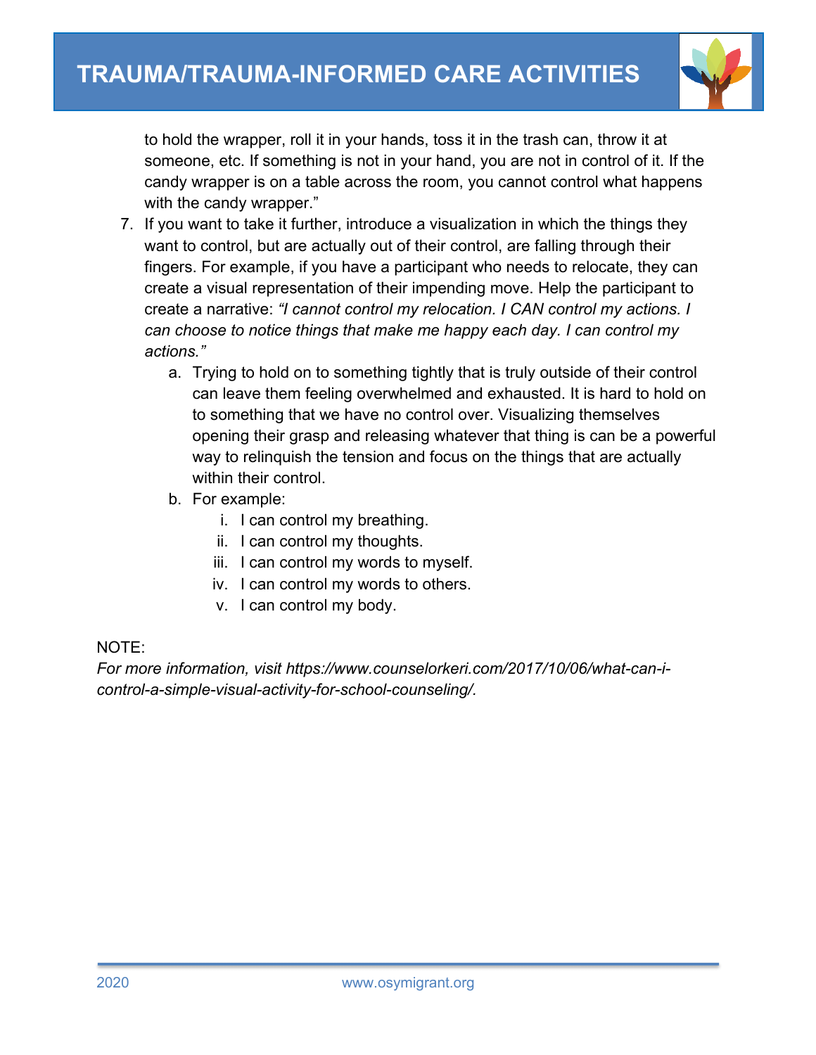to hold the wrapper, roll it in your hands, toss it in the trash can, throw it at someone, etc. If something is not in your hand, you are not in control of it. If the candy wrapper is on a table across the room, you cannot control what happens with the candy wrapper."

7. If you want to take it further, introduce a visualization in which the things they want to control, but are actually out of their control, are falling through their fingers. For example, if you have a participant who needs to relocate, they can create a visual representation of their impending move. Help the participant to create a narrative: *"I cannot control my relocation. I CAN control my actions. I can choose to notice things that make me happy each day. I can control my actions."*
   a. Trying to hold on to something tightly that is truly outside of their control can leave them feeling overwhelmed and exhausted. It is hard to hold on to something that we have no control over. Visualizing themselves opening their grasp and releasing whatever that thing is can be a powerful way to relinquish the tension and focus on the things that are actually within their control.
   b. For example:
      i. I can control my breathing.
      ii. I can control my thoughts.
      iii. I can control my words to myself.
      iv. I can control my words to others.
      v. I can control my body.

NOTE:
*For more information, visit https://www.counselorkeri.com/2017/10/06/what-can-i-control-a-simple-visual-activity-for-school-counseling/.*